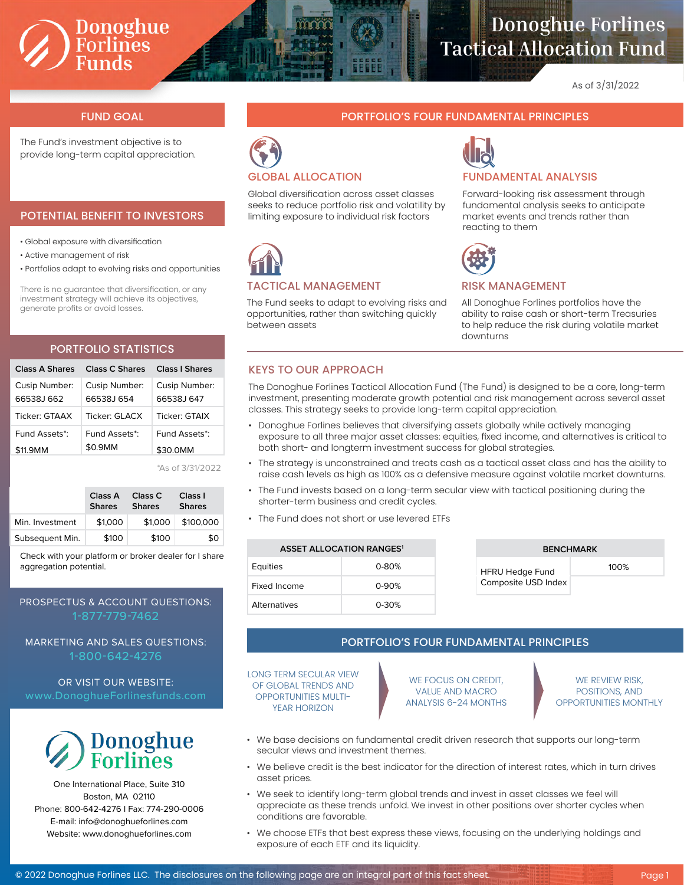# Donoghue Forlines Tactical Allocation Fund

As of 3/31/2022

## FUND GOAL

The Fund's investment objective is to provide long-term capital appreciation.

## POTENTIAL BENEFIT TO INVESTORS

- Global exposure with diversification
- Active management of risk
- Portfolios adapt to evolving risks and opportunities

There is no guarantee that diversification, or any investment strategy will achieve its objectives, generate profits or avoid losses.

## PORTFOLIO STATISTICS

| Class A Shares | Class C Shares | Class I Shares |
|---|---|---|
| Cusip Number: 66538J 662 | Cusip Number: 66538J 654 | Cusip Number: 66538J 647 |
| Ticker: GTAAX | Ticker: GLACX | Ticker: GTAIX |
| Fund Assets*: $11.9MM | Fund Assets*: $0.9MM | Fund Assets*: $30.0MM |

*As of 3/31/2022

| | Class A Shares | Class C Shares | Class I Shares |
|---|---|---|---|
| Min. Investment | $1,000 | $1,000 | $100,000 |
| Subsequent Min. | $100 | $100 | $0 |

Check with your platform or broker dealer for I share aggregation potential.

PROSPECTUS & ACCOUNT QUESTIONS: 1-877-779-7462

MARKETING AND SALES QUESTIONS: 1-800-642-4276

OR VISIT OUR WEBSITE: www.DonoghueForlinesfunds.com

Donoghue Forlines

One International Place, Suite 310
Boston, MA 02110
Phone: 800-642-4276 I Fax: 774-290-0006
E-mail: info@donoghueforlines.com
Website: www.donoghueforlines.com

## PORTFOLIO'S FOUR FUNDAMENTAL PRINCIPLES

### GLOBAL ALLOCATION

Global diversification across asset classes seeks to reduce portfolio risk and volatility by limiting exposure to individual risk factors

### FUNDAMENTAL ANALYSIS

Forward-looking risk assessment through fundamental analysis seeks to anticipate market events and trends rather than reacting to them

### TACTICAL MANAGEMENT

The Fund seeks to adapt to evolving risks and opportunities, rather than switching quickly between assets

### RISK MANAGEMENT

All Donoghue Forlines portfolios have the ability to raise cash or short-term Treasuries to help reduce the risk during volatile market downturns

## KEYS TO OUR APPROACH

The Donoghue Forlines Tactical Allocation Fund (The Fund) is designed to be a core, long-term investment, presenting moderate growth potential and risk management across several asset classes. This strategy seeks to provide long-term capital appreciation.

- Donoghue Forlines believes that diversifying assets globally while actively managing exposure to all three major asset classes: equities, fixed income, and alternatives is critical to both short- and longterm investment success for global strategies.
- The strategy is unconstrained and treats cash as a tactical asset class and has the ability to raise cash levels as high as 100% as a defensive measure against volatile market downturns.
- The Fund invests based on a long-term secular view with tactical positioning during the shorter-term business and credit cycles.
- The Fund does not short or use levered ETFs

| ASSET ALLOCATION RANGES[1] | |
|---|---|
| Equities | 0-80% |
| Fixed Income | 0-90% |
| Alternatives | 0-30% |

| BENCHMARK | |
|---|---|
| HFRU Hedge Fund Composite USD Index | 100% |

## PORTFOLIO'S FOUR FUNDAMENTAL PRINCIPLES

LONG TERM SECULAR VIEW OF GLOBAL TRENDS AND OPPORTUNITIES MULTI-YEAR HORIZON → WE FOCUS ON CREDIT, VALUE AND MACRO ANALYSIS 6-24 MONTHS → WE REVIEW RISK, POSITIONS, AND OPPORTUNITIES MONTHLY

- We base decisions on fundamental credit driven research that supports our long-term secular views and investment themes.
- We believe credit is the best indicator for the direction of interest rates, which in turn drives asset prices.
- We seek to identify long-term global trends and invest in asset classes we feel will appreciate as these trends unfold. We invest in other positions over shorter cycles when conditions are favorable.
- We choose ETFs that best express these views, focusing on the underlying holdings and exposure of each ETF and its liquidity.

© 2022 Donoghue Forlines LLC. The disclosures on the following page are an integral part of this fact sheet.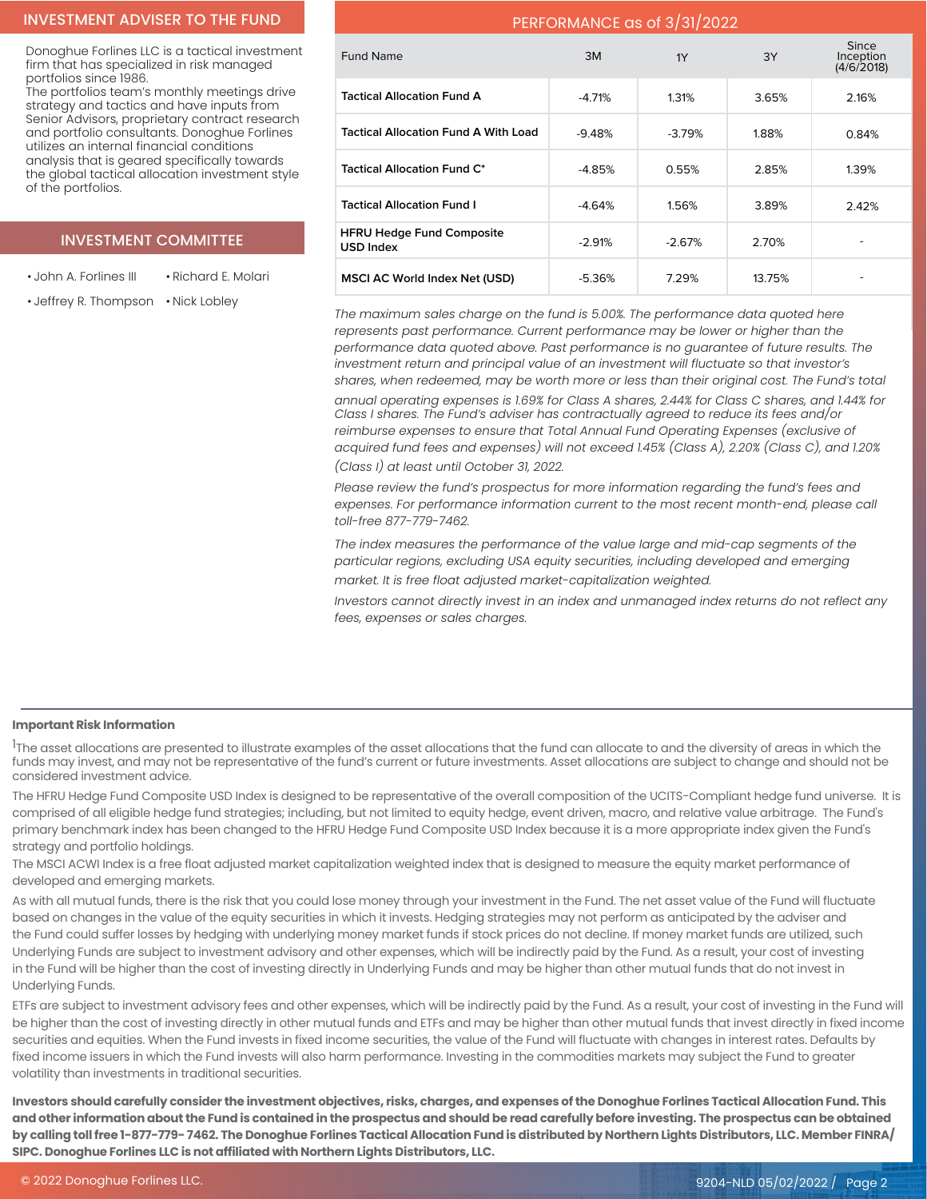## INVESTMENT ADVISER TO THE FUND

Donoghue Forlines LLC is a tactical investment firm that has specialized in risk managed portfolios since 1986.
The portfolios team's monthly meetings drive strategy and tactics and have inputs from Senior Advisors, proprietary contract research and portfolio consultants. Donoghue Forlines utilizes an internal financial conditions analysis that is geared specifically towards the global tactical allocation investment style of the portfolios.

## INVESTMENT COMMITTEE

- John A. Forlines III
- Richard E. Molari
- Jeffrey R. Thompson
- Nick Lobley

## PERFORMANCE as of 3/31/2022

| Fund Name | 3M | 1Y | 3Y | Since Inception (4/6/2018) |
|---|---|---|---|---|
| **Tactical Allocation Fund A** | -4.71% | 1.31% | 3.65% | 2.16% |
| **Tactical Allocation Fund A With Load** | -9.48% | -3.79% | 1.88% | 0.84% |
| **Tactical Allocation Fund C*** | -4.85% | 0.55% | 2.85% | 1.39% |
| **Tactical Allocation Fund I** | -4.64% | 1.56% | 3.89% | 2.42% |
| **HFRU Hedge Fund Composite USD Index** | -2.91% | -2.67% | 2.70% | - |
| **MSCI AC World Index Net (USD)** | -5.36% | 7.29% | 13.75% | - |

*The maximum sales charge on the fund is 5.00%. The performance data quoted here represents past performance. Current performance may be lower or higher than the performance data quoted above. Past performance is no guarantee of future results. The investment return and principal value of an investment will fluctuate so that investor's shares, when redeemed, may be worth more or less than their original cost. The Fund's total annual operating expenses is 1.69% for Class A shares, 2.44% for Class C shares, and 1.44% for Class I shares. The Fund's adviser has contractually agreed to reduce its fees and/or reimburse expenses to ensure that Total Annual Fund Operating Expenses (exclusive of acquired fund fees and expenses) will not exceed 1.45% (Class A), 2.20% (Class C), and 1.20% (Class I) at least until October 31, 2022.*

*Please review the fund's prospectus for more information regarding the fund's fees and expenses. For performance information current to the most recent month-end, please call toll-free 877-779-7462.*

*The index measures the performance of the value large and mid-cap segments of the particular regions, excluding USA equity securities, including developed and emerging market. It is free float adjusted market-capitalization weighted.*

*Investors cannot directly invest in an index and unmanaged index returns do not reflect any fees, expenses or sales charges.*

**Important Risk Information**

[1]The asset allocations are presented to illustrate examples of the asset allocations that the fund can allocate to and the diversity of areas in which the funds may invest, and may not be representative of the fund's current or future investments. Asset allocations are subject to change and should not be considered investment advice.

The HFRU Hedge Fund Composite USD Index is designed to be representative of the overall composition of the UCITS-Compliant hedge fund universe. It is comprised of all eligible hedge fund strategies; including, but not limited to equity hedge, event driven, macro, and relative value arbitrage. The Fund's primary benchmark index has been changed to the HFRU Hedge Fund Composite USD Index because it is a more appropriate index given the Fund's strategy and portfolio holdings.

The MSCI ACWI Index is a free float adjusted market capitalization weighted index that is designed to measure the equity market performance of developed and emerging markets.

As with all mutual funds, there is the risk that you could lose money through your investment in the Fund. The net asset value of the Fund will fluctuate based on changes in the value of the equity securities in which it invests. Hedging strategies may not perform as anticipated by the adviser and the Fund could suffer losses by hedging with underlying money market funds if stock prices do not decline. If money market funds are utilized, such Underlying Funds are subject to investment advisory and other expenses, which will be indirectly paid by the Fund. As a result, your cost of investing in the Fund will be higher than the cost of investing directly in Underlying Funds and may be higher than other mutual funds that do not invest in Underlying Funds.

ETFs are subject to investment advisory fees and other expenses, which will be indirectly paid by the Fund. As a result, your cost of investing in the Fund will be higher than the cost of investing directly in other mutual funds and ETFs and may be higher than other mutual funds that invest directly in fixed income securities and equities. When the Fund invests in fixed income securities, the value of the Fund will fluctuate with changes in interest rates. Defaults by fixed income issuers in which the Fund invests will also harm performance. Investing in the commodities markets may subject the Fund to greater volatility than investments in traditional securities.

**Investors should carefully consider the investment objectives, risks, charges, and expenses of the Donoghue Forlines Tactical Allocation Fund. This and other information about the Fund is contained in the prospectus and should be read carefully before investing. The prospectus can be obtained by calling toll free 1-877-779- 7462. The Donoghue Forlines Tactical Allocation Fund is distributed by Northern Lights Distributors, LLC. Member FINRA/SIPC. Donoghue Forlines LLC is not affiliated with Northern Lights Distributors, LLC.**

© 2022 Donoghue Forlines LLC.

9204-NLD 05/02/2022